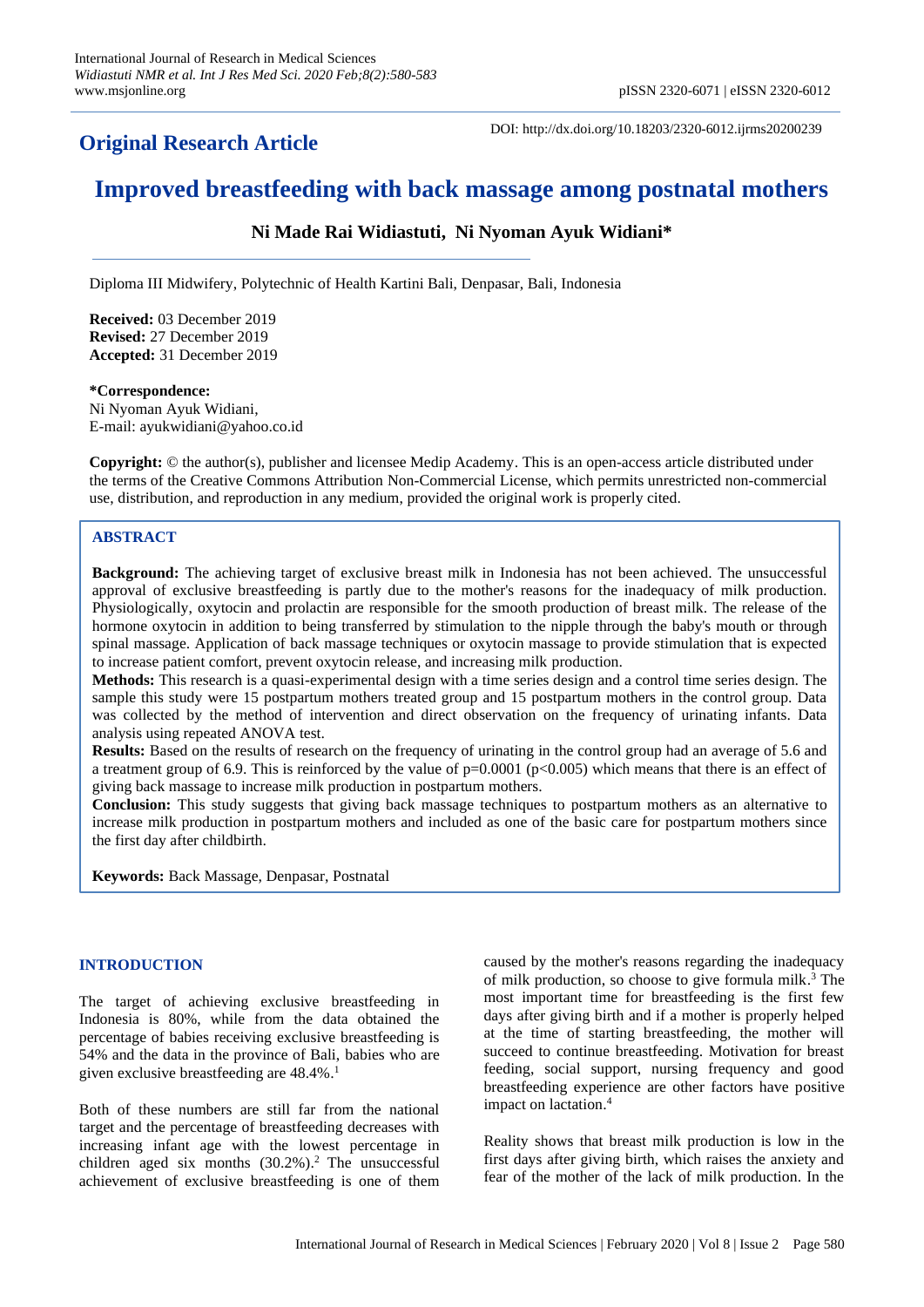## Original Research Article

DOI: http://dx.doi.org/10.18203/2320-6012.ijrms20200239

# Improved breastfeeding with back massage among postnatal mothers

**Ni Made Rai Widiastuti, Ni Nyoman Ayuk Widiani***

Diploma III Midwifery, Polytechnic of Health Kartini Bali, Denpasar, Bali, Indonesia

**Received:** 03 December 2019
**Revised:** 27 December 2019
**Accepted:** 31 December 2019

***Correspondence:**
Ni Nyoman Ayuk Widiani,
E-mail: ayukwidiani@yahoo.co.id

**Copyright:** © the author(s), publisher and licensee Medip Academy. This is an open-access article distributed under the terms of the Creative Commons Attribution Non-Commercial License, which permits unrestricted non-commercial use, distribution, and reproduction in any medium, provided the original work is properly cited.

## ABSTRACT

**Background:** The achieving target of exclusive breast milk in Indonesia has not been achieved. The unsuccessful approval of exclusive breastfeeding is partly due to the mother's reasons for the inadequacy of milk production. Physiologically, oxytocin and prolactin are responsible for the smooth production of breast milk. The release of the hormone oxytocin in addition to being transferred by stimulation to the nipple through the baby's mouth or through spinal massage. Application of back massage techniques or oxytocin massage to provide stimulation that is expected to increase patient comfort, prevent oxytocin release, and increasing milk production.

**Methods:** This research is a quasi-experimental design with a time series design and a control time series design. The sample this study were 15 postpartum mothers treated group and 15 postpartum mothers in the control group. Data was collected by the method of intervention and direct observation on the frequency of urinating infants. Data analysis using repeated ANOVA test.

**Results:** Based on the results of research on the frequency of urinating in the control group had an average of 5.6 and a treatment group of 6.9. This is reinforced by the value of $p=0.0001$ ($p<0.005$) which means that there is an effect of giving back massage to increase milk production in postpartum mothers.

**Conclusion:** This study suggests that giving back massage techniques to postpartum mothers as an alternative to increase milk production in postpartum mothers and included as one of the basic care for postpartum mothers since the first day after childbirth.

**Keywords:** Back Massage, Denpasar, Postnatal

## INTRODUCTION

The target of achieving exclusive breastfeeding in Indonesia is 80%, while from the data obtained the percentage of babies receiving exclusive breastfeeding is 54% and the data in the province of Bali, babies who are given exclusive breastfeeding are 48.4%.[1]

Both of these numbers are still far from the national target and the percentage of breastfeeding decreases with increasing infant age with the lowest percentage in children aged six months (30.2%).[2] The unsuccessful achievement of exclusive breastfeeding is one of them caused by the mother's reasons regarding the inadequacy of milk production, so choose to give formula milk.[3] The most important time for breastfeeding is the first few days after giving birth and if a mother is properly helped at the time of starting breastfeeding, the mother will succeed to continue breastfeeding. Motivation for breast feeding, social support, nursing frequency and good breastfeeding experience are other factors have positive impact on lactation.[4]

Reality shows that breast milk production is low in the first days after giving birth, which raises the anxiety and fear of the mother of the lack of milk production. In the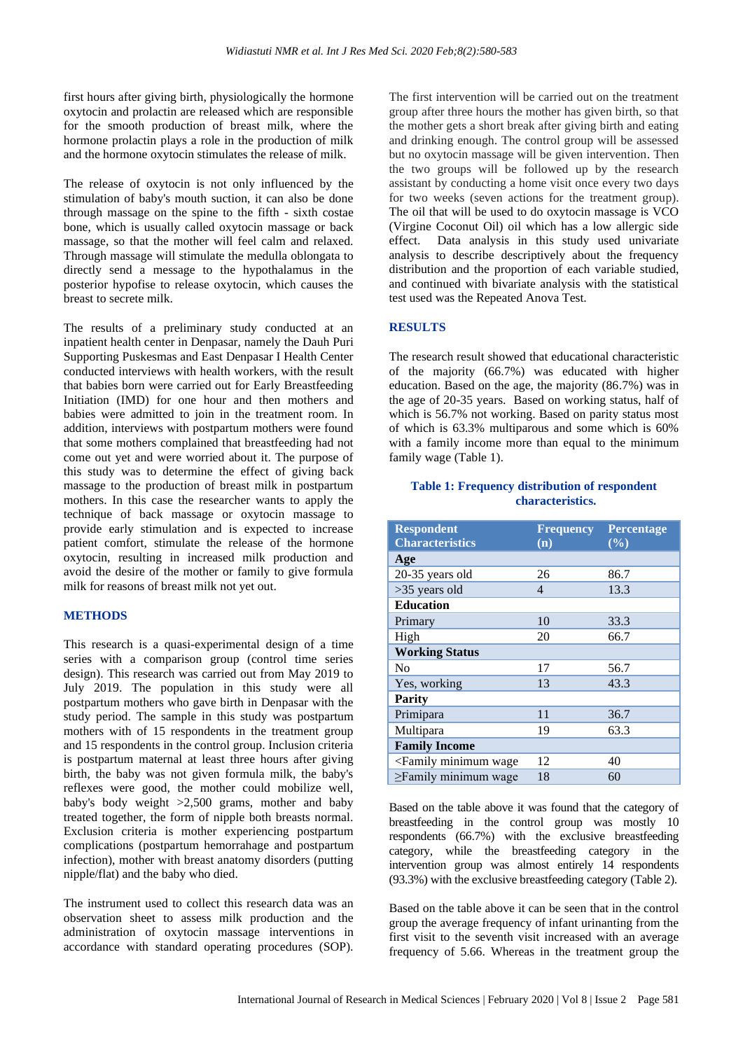first hours after giving birth, physiologically the hormone oxytocin and prolactin are released which are responsible for the smooth production of breast milk, where the hormone prolactin plays a role in the production of milk and the hormone oxytocin stimulates the release of milk.

The release of oxytocin is not only influenced by the stimulation of baby's mouth suction, it can also be done through massage on the spine to the fifth - sixth costae bone, which is usually called oxytocin massage or back massage, so that the mother will feel calm and relaxed. Through massage will stimulate the medulla oblongata to directly send a message to the hypothalamus in the posterior hypofise to release oxytocin, which causes the breast to secrete milk.

The results of a preliminary study conducted at an inpatient health center in Denpasar, namely the Dauh Puri Supporting Puskesmas and East Denpasar I Health Center conducted interviews with health workers, with the result that babies born were carried out for Early Breastfeeding Initiation (IMD) for one hour and then mothers and babies were admitted to join in the treatment room. In addition, interviews with postpartum mothers were found that some mothers complained that breastfeeding had not come out yet and were worried about it. The purpose of this study was to determine the effect of giving back massage to the production of breast milk in postpartum mothers. In this case the researcher wants to apply the technique of back massage or oxytocin massage to provide early stimulation and is expected to increase patient comfort, stimulate the release of the hormone oxytocin, resulting in increased milk production and avoid the desire of the mother or family to give formula milk for reasons of breast milk not yet out.

## METHODS

This research is a quasi-experimental design of a time series with a comparison group (control time series design). This research was carried out from May 2019 to July 2019. The population in this study were all postpartum mothers who gave birth in Denpasar with the study period. The sample in this study was postpartum mothers with of 15 respondents in the treatment group and 15 respondents in the control group. Inclusion criteria is postpartum maternal at least three hours after giving birth, the baby was not given formula milk, the baby's reflexes were good, the mother could mobilize well, baby's body weight >2,500 grams, mother and baby treated together, the form of nipple both breasts normal. Exclusion criteria is mother experiencing postpartum complications (postpartum hemorrahage and postpartum infection), mother with breast anatomy disorders (putting nipple/flat) and the baby who died.

The instrument used to collect this research data was an observation sheet to assess milk production and the administration of oxytocin massage interventions in accordance with standard operating procedures (SOP). The first intervention will be carried out on the treatment group after three hours the mother has given birth, so that the mother gets a short break after giving birth and eating and drinking enough. The control group will be assessed but no oxytocin massage will be given intervention. Then the two groups will be followed up by the research assistant by conducting a home visit once every two days for two weeks (seven actions for the treatment group). The oil that will be used to do oxytocin massage is VCO (Virgine Coconut Oil) oil which has a low allergic side effect. Data analysis in this study used univariate analysis to describe descriptively about the frequency distribution and the proportion of each variable studied, and continued with bivariate analysis with the statistical test used was the Repeated Anova Test.

## RESULTS

The research result showed that educational characteristic of the majority (66.7%) was educated with higher education. Based on the age, the majority (86.7%) was in the age of 20-35 years. Based on working status, half of which is 56.7% not working. Based on parity status most of which is 63.3% multiparous and some which is 60% with a family income more than equal to the minimum family wage (Table 1).

**Table 1: Frequency distribution of respondent characteristics.**

| Respondent Characteristics | Frequency (n) | Percentage (%) |
|---|---|---|
| **Age** | | |
| 20-35 years old | 26 | 86.7 |
| >35 years old | 4 | 13.3 |
| **Education** | | |
| Primary | 10 | 33.3 |
| High | 20 | 66.7 |
| **Working Status** | | |
| No | 17 | 56.7 |
| Yes, working | 13 | 43.3 |
| **Parity** | | |
| Primipara | 11 | 36.7 |
| Multipara | 19 | 63.3 |
| **Family Income** | | |
| <Family minimum wage | 12 | 40 |
| ≥Family minimum wage | 18 | 60 |

Based on the table above it was found that the category of breastfeeding in the control group was mostly 10 respondents (66.7%) with the exclusive breastfeeding category, while the breastfeeding category in the intervention group was almost entirely 14 respondents (93.3%) with the exclusive breastfeeding category (Table 2).

Based on the table above it can be seen that in the control group the average frequency of infant urinanting from the first visit to the seventh visit increased with an average frequency of 5.66. Whereas in the treatment group the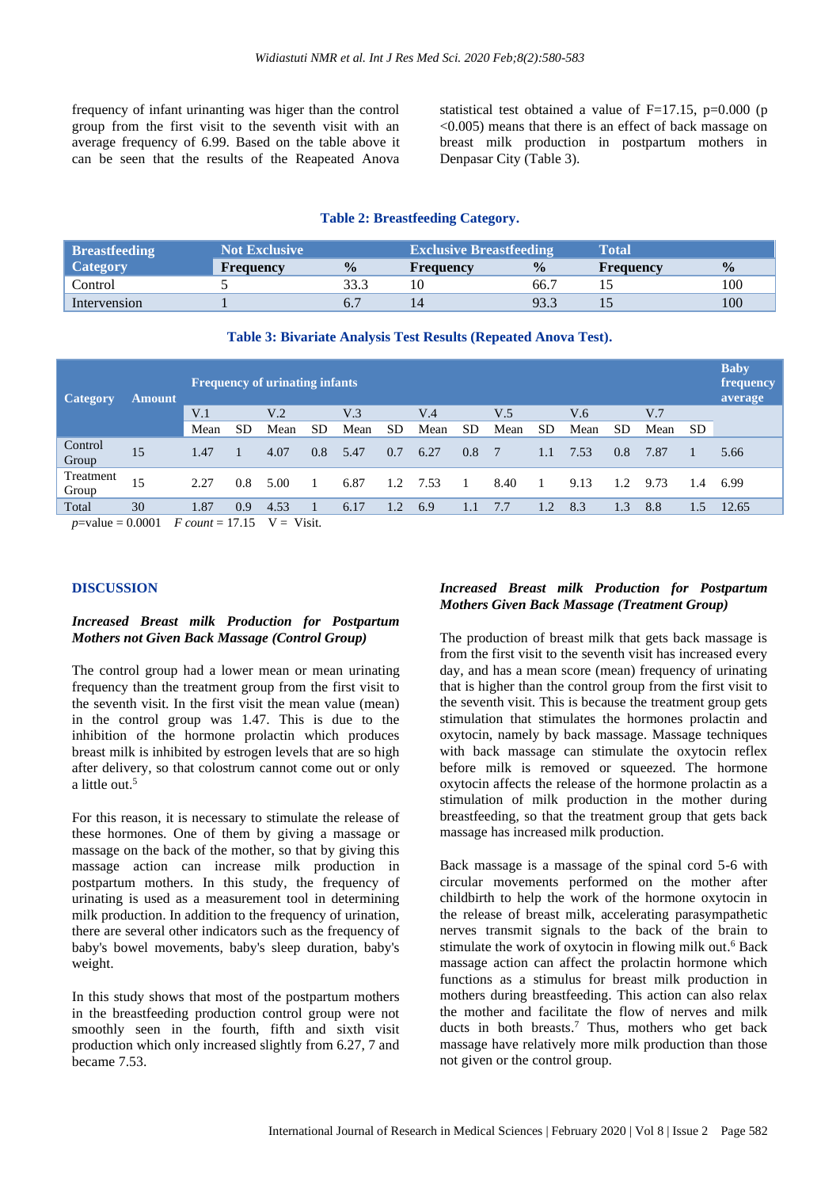frequency of infant urinanting was higer than the control group from the first visit to the seventh visit with an average frequency of 6.99. Based on the table above it can be seen that the results of the Reapeated Anova statistical test obtained a value of F=17.15, p=0.000 (p <0.005) means that there is an effect of back massage on breast milk production in postpartum mothers in Denpasar City (Table 3).

**Table 2: Breastfeeding Category.**

| Breastfeeding Category | Not Exclusive | | Exclusive Breastfeeding | | Total | |
|---|---|---|---|---|---|---|
| | Frequency | % | Frequency | % | Frequency | % |
| Control | 5 | 33.3 | 10 | 66.7 | 15 | 100 |
| Intervension | 1 | 6.7 | 14 | 93.3 | 15 | 100 |

**Table 3: Bivariate Analysis Test Results (Repeated Anova Test).**

| Category | Amount | Frequency of urinating infants | | | | | | | | | | | | | | Baby frequency average |
|---|---|---|---|---|---|---|---|---|---|---|---|---|---|---|---|---|
| | | V.1 | | V.2 | | V.3 | | V.4 | | V.5 | | V.6 | | V.7 | | |
| | | Mean | SD | Mean | SD | Mean | SD | Mean | SD | Mean | SD | Mean | SD | Mean | SD | |
| Control Group | 15 | 1.47 | 1 | 4.07 | 0.8 | 5.47 | 0.7 | 6.27 | 0.8 | 7 | 1.1 | 7.53 | 0.8 | 7.87 | 1 | 5.66 |
| Treatment Group | 15 | 2.27 | 0.8 | 5.00 | 1 | 6.87 | 1.2 | 7.53 | 1 | 8.40 | 1 | 9.13 | 1.2 | 9.73 | 1.4 | 6.99 |
| Total | 30 | 1.87 | 0.9 | 4.53 | 1 | 6.17 | 1.2 | 6.9 | 1.1 | 7.7 | 1.2 | 8.3 | 1.3 | 8.8 | 1.5 | 12.65 |

*p*=value = 0.0001 *F count* = 17.15 V = Visit.

## DISCUSSION

### *Increased Breast milk Production for Postpartum Mothers not Given Back Massage (Control Group)*

The control group had a lower mean or mean urinating frequency than the treatment group from the first visit to the seventh visit. In the first visit the mean value (mean) in the control group was 1.47. This is due to the inhibition of the hormone prolactin which produces breast milk is inhibited by estrogen levels that are so high after delivery, so that colostrum cannot come out or only a little out.[5]

For this reason, it is necessary to stimulate the release of these hormones. One of them by giving a massage or massage on the back of the mother, so that by giving this massage action can increase milk production in postpartum mothers. In this study, the frequency of urinating is used as a measurement tool in determining milk production. In addition to the frequency of urination, there are several other indicators such as the frequency of baby's bowel movements, baby's sleep duration, baby's weight.

In this study shows that most of the postpartum mothers in the breastfeeding production control group were not smoothly seen in the fourth, fifth and sixth visit production which only increased slightly from 6.27, 7 and became 7.53.

### *Increased Breast milk Production for Postpartum Mothers Given Back Massage (Treatment Group)*

The production of breast milk that gets back massage is from the first visit to the seventh visit has increased every day, and has a mean score (mean) frequency of urinating that is higher than the control group from the first visit to the seventh visit. This is because the treatment group gets stimulation that stimulates the hormones prolactin and oxytocin, namely by back massage. Massage techniques with back massage can stimulate the oxytocin reflex before milk is removed or squeezed. The hormone oxytocin affects the release of the hormone prolactin as a stimulation of milk production in the mother during breastfeeding, so that the treatment group that gets back massage has increased milk production.

Back massage is a massage of the spinal cord 5-6 with circular movements performed on the mother after childbirth to help the work of the hormone oxytocin in the release of breast milk, accelerating parasympathetic nerves transmit signals to the back of the brain to stimulate the work of oxytocin in flowing milk out.[6] Back massage action can affect the prolactin hormone which functions as a stimulus for breast milk production in mothers during breastfeeding. This action can also relax the mother and facilitate the flow of nerves and milk ducts in both breasts.[7] Thus, mothers who get back massage have relatively more milk production than those not given or the control group.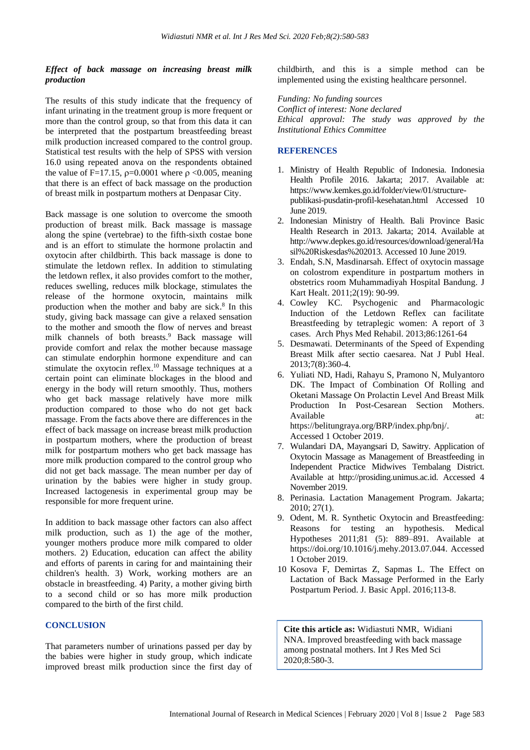### *Effect of back massage on increasing breast milk production*

The results of this study indicate that the frequency of infant urinating in the treatment group is more frequent or more than the control group, so that from this data it can be interpreted that the postpartum breastfeeding breast milk production increased compared to the control group. Statistical test results with the help of SPSS with version 16.0 using repeated anova on the respondents obtained the value of $F=17.15$, $\rho=0.0001$ where $\rho<0.005$, meaning that there is an effect of back massage on the production of breast milk in postpartum mothers at Denpasar City.

Back massage is one solution to overcome the smooth production of breast milk. Back massage is massage along the spine (vertebrae) to the fifth-sixth costae bone and is an effort to stimulate the hormone prolactin and oxytocin after childbirth. This back massage is done to stimulate the letdown reflex. In addition to stimulating the letdown reflex, it also provides comfort to the mother, reduces swelling, reduces milk blockage, stimulates the release of the hormone oxytocin, maintains milk production when the mother and baby are sick.[8] In this study, giving back massage can give a relaxed sensation to the mother and smooth the flow of nerves and breast milk channels of both breasts.[9] Back massage will provide comfort and relax the mother because massage can stimulate endorphin hormone expenditure and can stimulate the oxytocin reflex.[10] Massage techniques at a certain point can eliminate blockages in the blood and energy in the body will return smoothly. Thus, mothers who get back massage relatively have more milk production compared to those who do not get back massage. From the facts above there are differences in the effect of back massage on increase breast milk production in postpartum mothers, where the production of breast milk for postpartum mothers who get back massage has more milk production compared to the control group who did not get back massage. The mean number per day of urination by the babies were higher in study group. Increased lactogenesis in experimental group may be responsible for more frequent urine.

In addition to back massage other factors can also affect milk production, such as 1) the age of the mother, younger mothers produce more milk compared to older mothers. 2) Education, education can affect the ability and efforts of parents in caring for and maintaining their children's health. 3) Work, working mothers are an obstacle in breastfeeding. 4) Parity, a mother giving birth to a second child or so has more milk production compared to the birth of the first child.

## CONCLUSION

That parameters number of urinations passed per day by the babies were higher in study group, which indicate improved breast milk production since the first day of childbirth, and this is a simple method can be implemented using the existing healthcare personnel.

*Funding: No funding sources*
*Conflict of interest: None declared*
*Ethical approval: The study was approved by the Institutional Ethics Committee*

## REFERENCES

1. Ministry of Health Republic of Indonesia. Indonesia Health Profile 2016. Jakarta; 2017. Available at: https://www.kemkes.go.id/folder/view/01/structure-publikasi-pusdatin-profil-kesehatan.html Accessed 10 June 2019.
2. Indonesian Ministry of Health. Bali Province Basic Health Research in 2013. Jakarta; 2014. Available at http://www.depkes.go.id/resources/download/general/Hasil%20Riskesdas%202013. Accessed 10 June 2019.
3. Endah, S.N, Masdinarsah. Effect of oxytocin massage on colostrom expenditure in postpartum mothers in obstetrics room Muhammadiyah Hospital Bandung. J Kart Healt. 2011;2(19): 90-99.
4. Cowley KC. Psychogenic and Pharmacologic Induction of the Letdown Reflex can facilitate Breastfeeding by tetraplegic women: A report of 3 cases. Arch Phys Med Rehabil. 2013;86:1261-64
5. Desmawati. Determinants of the Speed of Expending Breast Milk after sectio caesarea. Nat J Publ Heal. 2013;7(8):360-4.
6. Yuliati ND, Hadi, Rahayu S, Pramono N, Mulyantoro DK. The Impact of Combination Of Rolling and Oketani Massage On Prolactin Level And Breast Milk Production In Post-Cesarean Section Mothers. Available at: https://belitungraya.org/BRP/index.php/bnj/. Accessed 1 October 2019.
7. Wulandari DA, Mayangsari D, Sawitry. Application of Oxytocin Massage as Management of Breastfeeding in Independent Practice Midwives Tembalang District. Available at http://prosiding.unimus.ac.id. Accessed 4 November 2019.
8. Perinasia. Lactation Management Program. Jakarta; 2010; 27(1).
9. Odent, M. R. Synthetic Oxytocin and Breastfeeding: Reasons for testing an hypothesis. Medical Hypotheses 2011;81 (5): 889–891. Available at https://doi.org/10.1016/j.mehy.2013.07.044. Accessed 1 October 2019.
10. Kosova F, Demirtas Z, Sapmas L. The Effect on Lactation of Back Massage Performed in the Early Postpartum Period. J. Basic Appl. 2016;113-8.

**Cite this article as:** Widiastuti NMR, Widiani NNA. Improved breastfeeding with back massage among postnatal mothers. Int J Res Med Sci 2020;8:580-3.